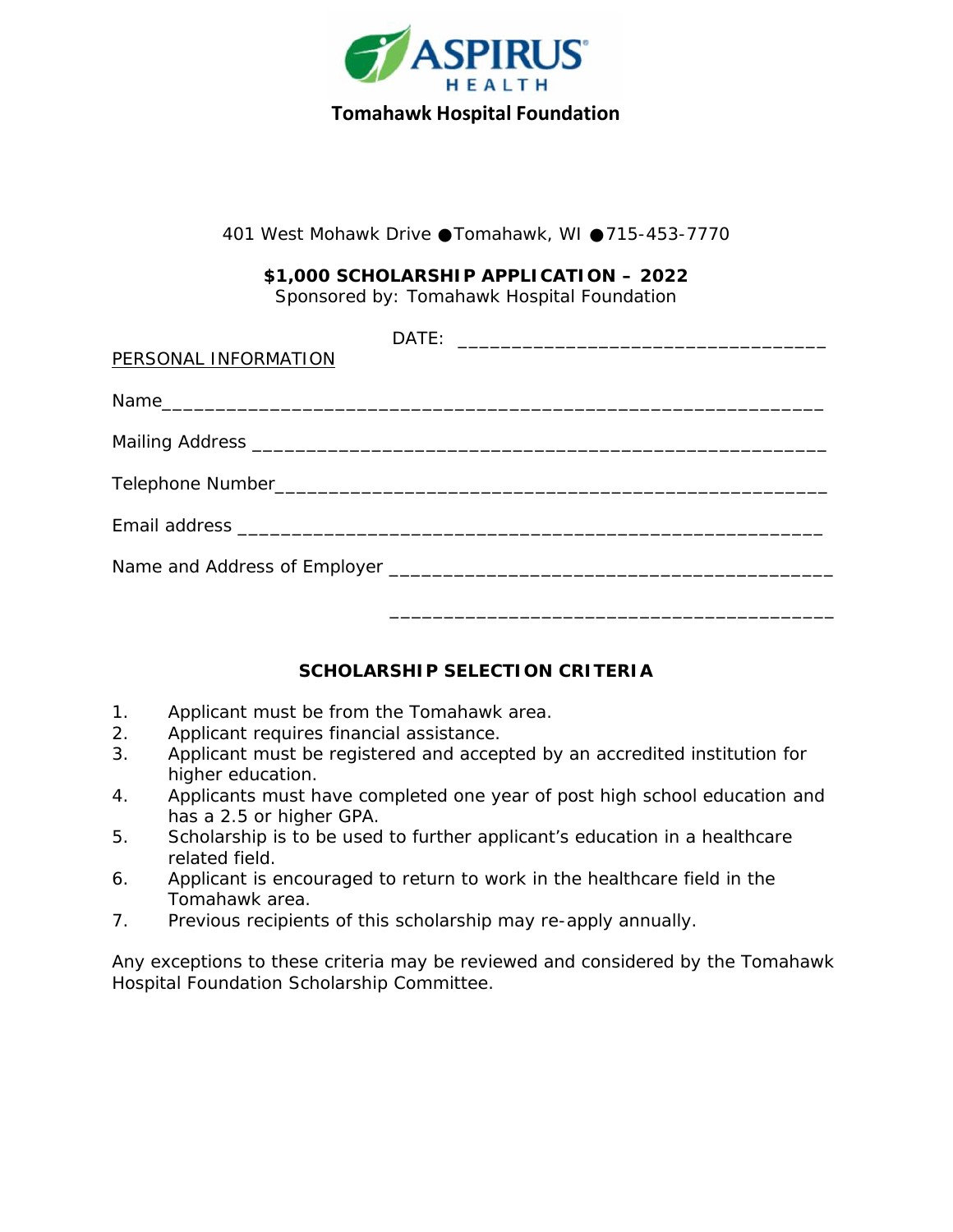ASPIRUS HEALTH

**Tomahawk Hospital Foundation**

401 West Mohawk Drive ●Tomahawk, WI ●715-453-7770

**$1,000 SCHOLARSHIP APPLICATION – 2022**

Sponsored by: Tomahawk Hospital Foundation

DATE: ________________________________

PERSONAL INFORMATION

Name_____________________________________________________________

Mailing Address ____________________________________________________

Telephone Number___________________________________________________

Email address ______________________________________________________

Name and Address of Employer _______________________________________

_______________________________________

**SCHOLARSHIP SELECTION CRITERIA**

1. Applicant must be from the Tomahawk area.
2. Applicant requires financial assistance.
3. Applicant must be registered and accepted by an accredited institution for higher education.
4. Applicants must have completed one year of post high school education and has a 2.5 or higher GPA.
5. Scholarship is to be used to further applicant's education in a healthcare related field.
6. Applicant is encouraged to return to work in the healthcare field in the Tomahawk area.
7. Previous recipients of this scholarship may re-apply annually.

Any exceptions to these criteria may be reviewed and considered by the Tomahawk Hospital Foundation Scholarship Committee.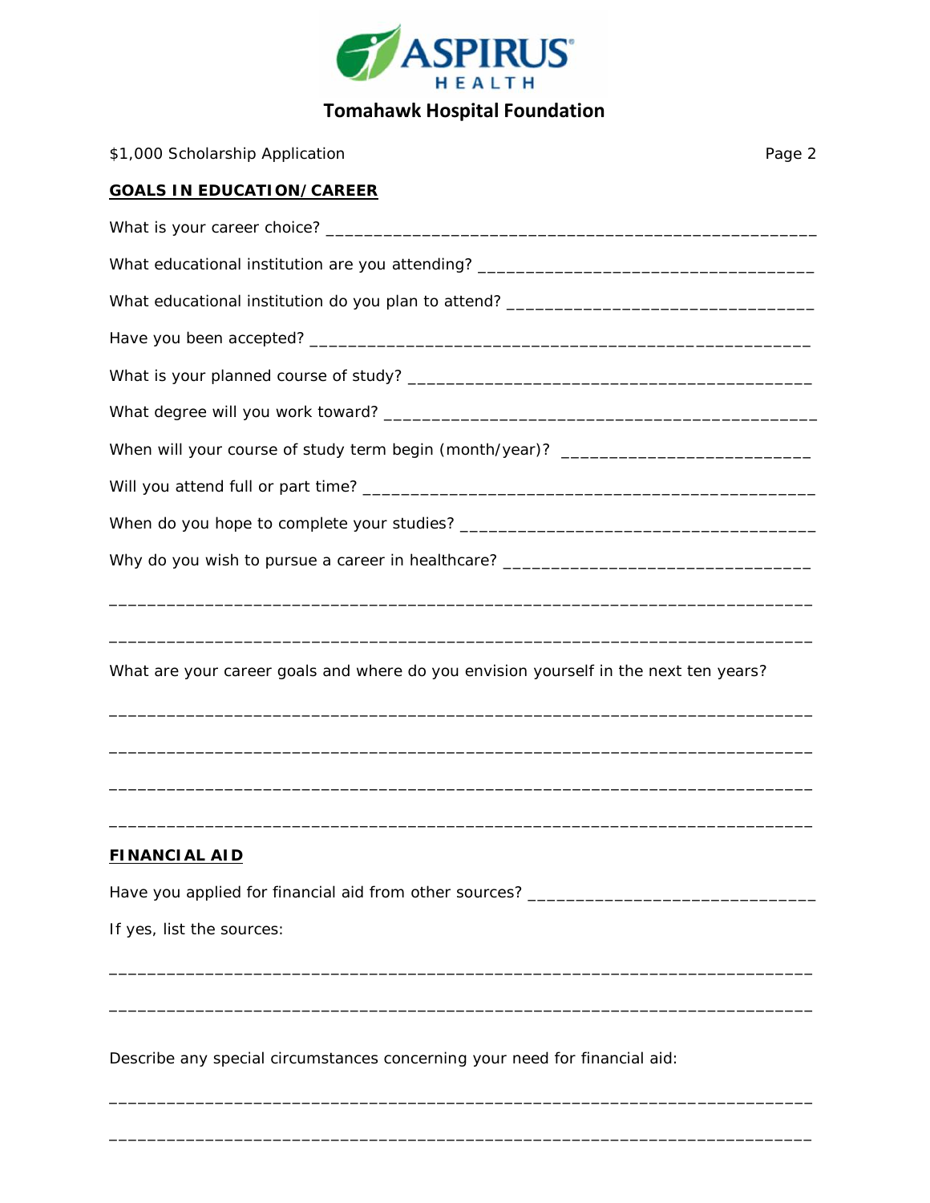**Tomahawk Hospital Foundation**

$1,000 Scholarship Application

## GOALS IN EDUCATION/CAREER

What is your career choice? ____________________________________________________

What educational institution are you attending? __________________________________

What educational institution do you plan to attend? ______________________________

Have you been accepted? ____________________________________________________

What is your planned course of study? _________________________________________

What degree will you work toward? ____________________________________________

When will your course of study term begin (month/year)? ________________________

Will you attend full or part time? _____________________________________________

When do you hope to complete your studies? ___________________________________

Why do you wish to pursue a career in healthcare? ______________________________

___________________________________________________________________________

___________________________________________________________________________

What are your career goals and where do you envision yourself in the next ten years?

___________________________________________________________________________

___________________________________________________________________________

___________________________________________________________________________

___________________________________________________________________________

## FINANCIAL AID

Have you applied for financial aid from other sources? ____________________________

If yes, list the sources:

___________________________________________________________________________

___________________________________________________________________________

Describe any special circumstances concerning your need for financial aid:

___________________________________________________________________________

___________________________________________________________________________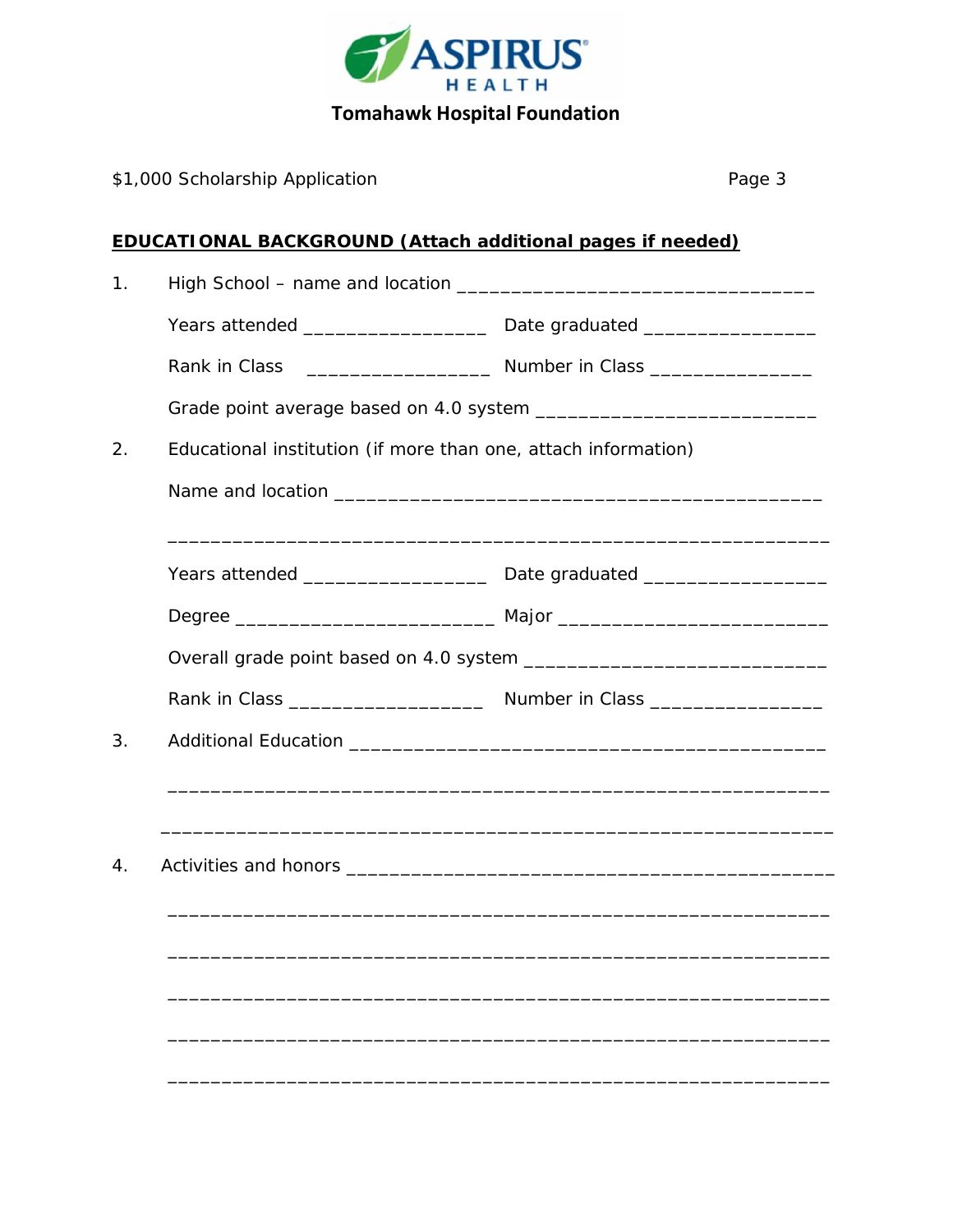**Tomahawk Hospital Foundation**

$1,000 Scholarship Application

**EDUCATIONAL BACKGROUND (Attach additional pages if needed)**

1. High School – name and location ________________________________

   Years attended _________________ Date graduated ________________

   Rank in Class _________________ Number in Class _______________

   Grade point average based on 4.0 system __________________________

2. Educational institution (if more than one, attach information)

   Name and location ____________________________________________

   ______________________________________________________________

   Years attended _________________ Date graduated _________________

   Degree ________________________ Major _________________________

   Overall grade point based on 4.0 system ___________________________

   Rank in Class __________________ Number in Class ________________

3. Additional Education __________________________________________

   ______________________________________________________________

   ______________________________________________________________

4. Activities and honors __________________________________________

   ______________________________________________________________

   ______________________________________________________________

   ______________________________________________________________

   ______________________________________________________________

   ______________________________________________________________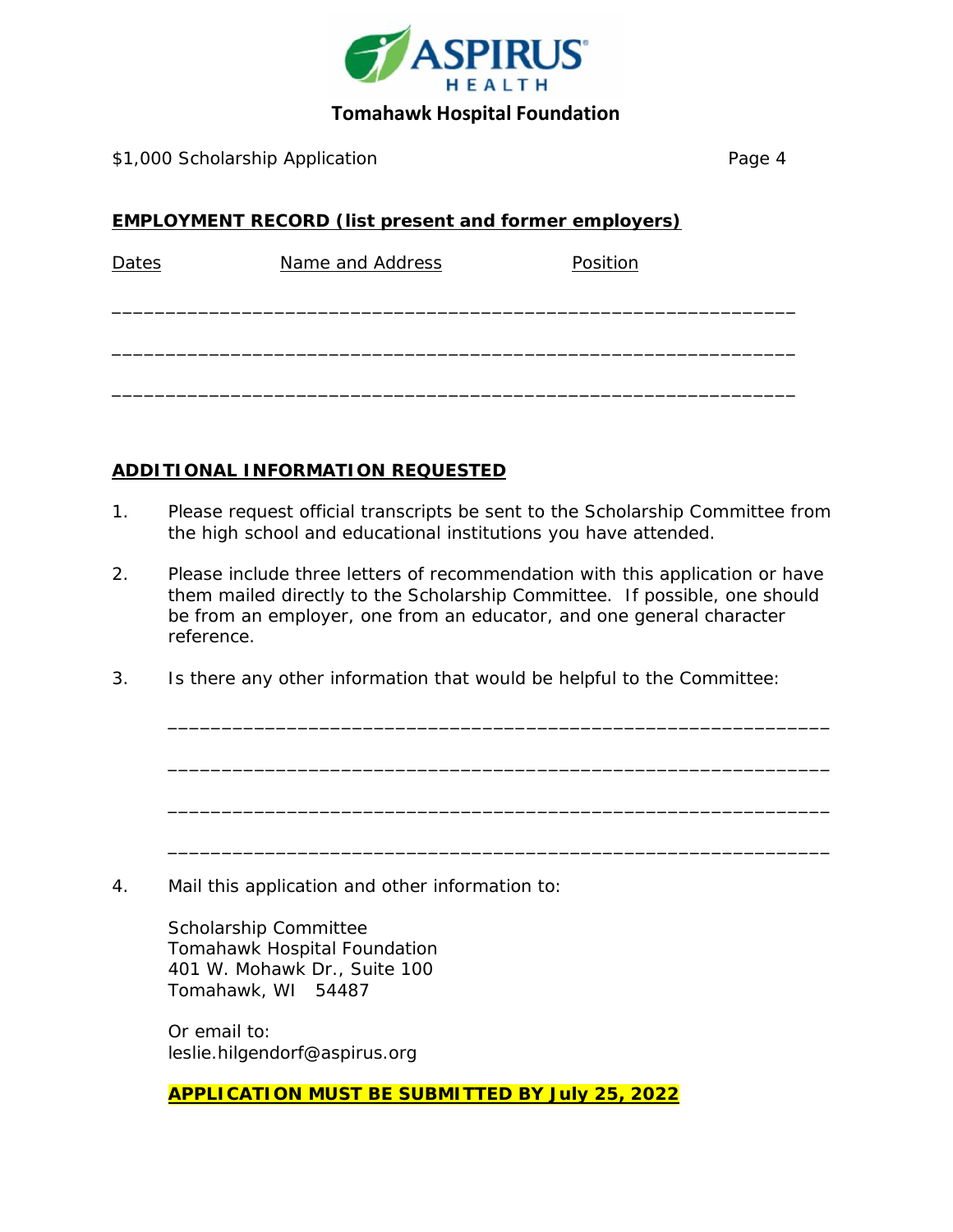**ASPIRUS HEALTH**

**Tomahawk Hospital Foundation**

$1,000 Scholarship Application

**EMPLOYMENT RECORD (list present and former employers)**

| Dates | Name and Address | Position |
| --- | --- | --- |
| | | |
| | | |
| | | |

**ADDITIONAL INFORMATION REQUESTED**

1. Please request official transcripts be sent to the Scholarship Committee from the high school and educational institutions you have attended.

2. Please include three letters of recommendation with this application or have them mailed directly to the Scholarship Committee. If possible, one should be from an employer, one from an educator, and one general character reference.

3. Is there any other information that would be helpful to the Committee:

   ______________________________________________________________

   ______________________________________________________________

   ______________________________________________________________

   ______________________________________________________________

4. Mail this application and other information to:

   Scholarship Committee
   Tomahawk Hospital Foundation
   401 W. Mohawk Dr., Suite 100
   Tomahawk, WI 54487

   Or email to:
   leslie.hilgendorf@aspirus.org

   **APPLICATION MUST BE SUBMITTED BY July 25, 2022**